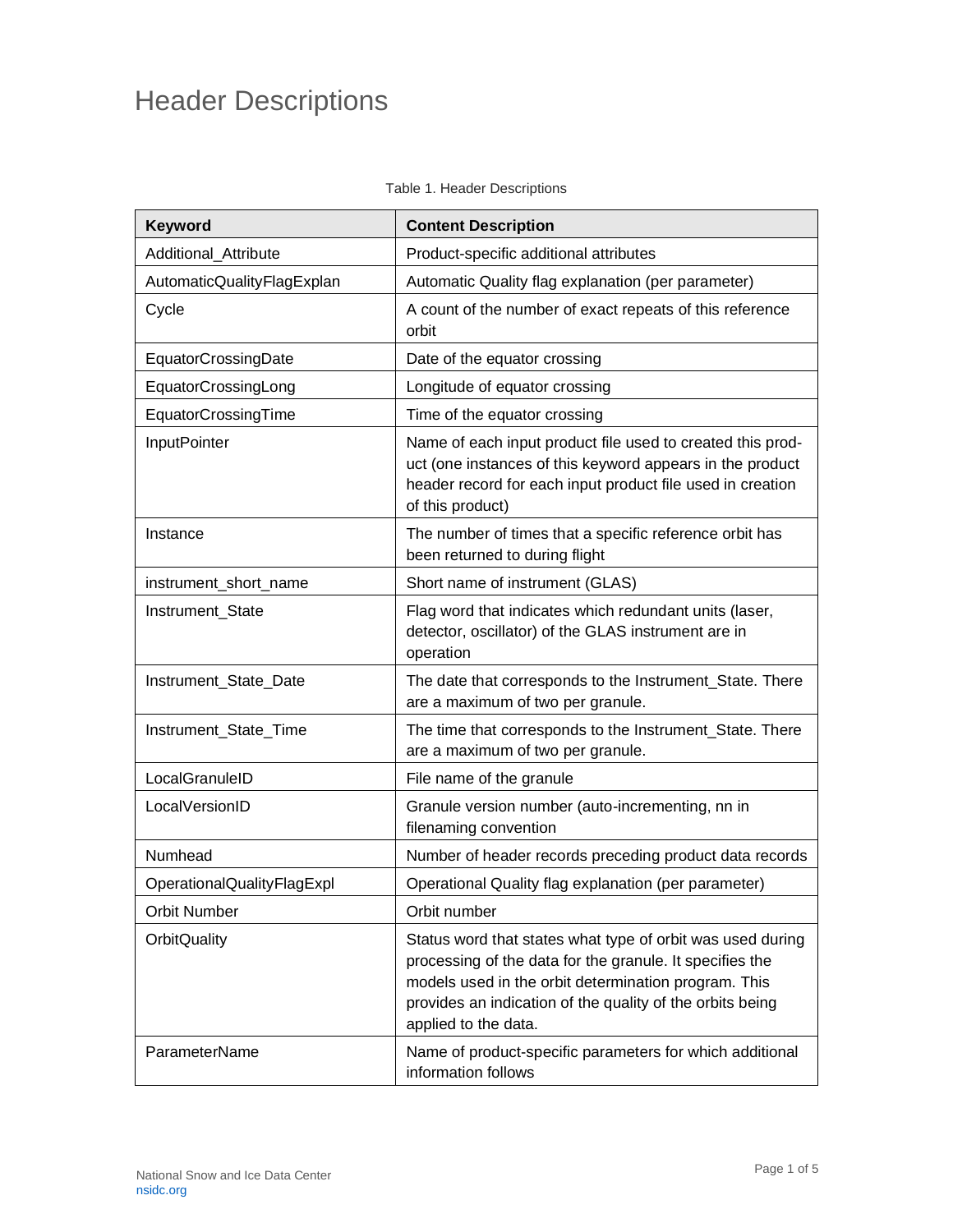# Header Descriptions

Table 1. Header Descriptions

| Keyword | Content Description |
|---|---|
| Additional_Attribute | Product-specific additional attributes |
| AutomaticQualityFlagExplan | Automatic Quality flag explanation (per parameter) |
| Cycle | A count of the number of exact repeats of this reference orbit |
| EquatorCrossingDate | Date of the equator crossing |
| EquatorCrossingLong | Longitude of equator crossing |
| EquatorCrossingTime | Time of the equator crossing |
| InputPointer | Name of each input product file used to created this product (one instances of this keyword appears in the product header record for each input product file used in creation of this product) |
| Instance | The number of times that a specific reference orbit has been returned to during flight |
| instrument_short_name | Short name of instrument (GLAS) |
| Instrument_State | Flag word that indicates which redundant units (laser, detector, oscillator) of the GLAS instrument are in operation |
| Instrument_State_Date | The date that corresponds to the Instrument_State. There are a maximum of two per granule. |
| Instrument_State_Time | The time that corresponds to the Instrument_State. There are a maximum of two per granule. |
| LocalGranuleID | File name of the granule |
| LocalVersionID | Granule version number (auto-incrementing, nn in filenaming convention |
| Numhead | Number of header records preceding product data records |
| OperationalQualityFlagExpl | Operational Quality flag explanation (per parameter) |
| Orbit Number | Orbit number |
| OrbitQuality | Status word that states what type of orbit was used during processing of the data for the granule. It specifies the models used in the orbit determination program. This provides an indication of the quality of the orbits being applied to the data. |
| ParameterName | Name of product-specific parameters for which additional information follows |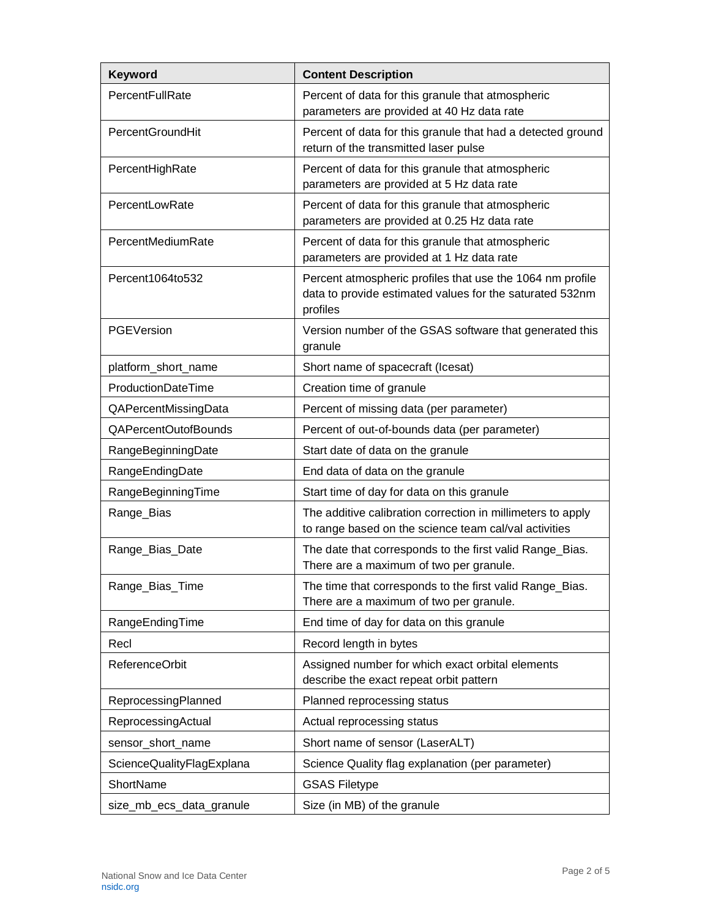| Keyword | Content Description |
| --- | --- |
| PercentFullRate | Percent of data for this granule that atmospheric parameters are provided at 40 Hz data rate |
| PercentGroundHit | Percent of data for this granule that had a detected ground return of the transmitted laser pulse |
| PercentHighRate | Percent of data for this granule that atmospheric parameters are provided at 5 Hz data rate |
| PercentLowRate | Percent of data for this granule that atmospheric parameters are provided at 0.25 Hz data rate |
| PercentMediumRate | Percent of data for this granule that atmospheric parameters are provided at 1 Hz data rate |
| Percent1064to532 | Percent atmospheric profiles that use the 1064 nm profile data to provide estimated values for the saturated 532nm profiles |
| PGEVersion | Version number of the GSAS software that generated this granule |
| platform_short_name | Short name of spacecraft (Icesat) |
| ProductionDateTime | Creation time of granule |
| QAPercentMissingData | Percent of missing data (per parameter) |
| QAPercentOutofBounds | Percent of out-of-bounds data (per parameter) |
| RangeBeginningDate | Start date of data on the granule |
| RangeEndingDate | End data of data on the granule |
| RangeBeginningTime | Start time of day for data on this granule |
| Range_Bias | The additive calibration correction in millimeters to apply to range based on the science team cal/val activities |
| Range_Bias_Date | The date that corresponds to the first valid Range_Bias. There are a maximum of two per granule. |
| Range_Bias_Time | The time that corresponds to the first valid Range_Bias. There are a maximum of two per granule. |
| RangeEndingTime | End time of day for data on this granule |
| Recl | Record length in bytes |
| ReferenceOrbit | Assigned number for which exact orbital elements describe the exact repeat orbit pattern |
| ReprocessingPlanned | Planned reprocessing status |
| ReprocessingActual | Actual reprocessing status |
| sensor_short_name | Short name of sensor (LaserALT) |
| ScienceQualityFlagExplana | Science Quality flag explanation (per parameter) |
| ShortName | GSAS Filetype |
| size_mb_ecs_data_granule | Size (in MB) of the granule |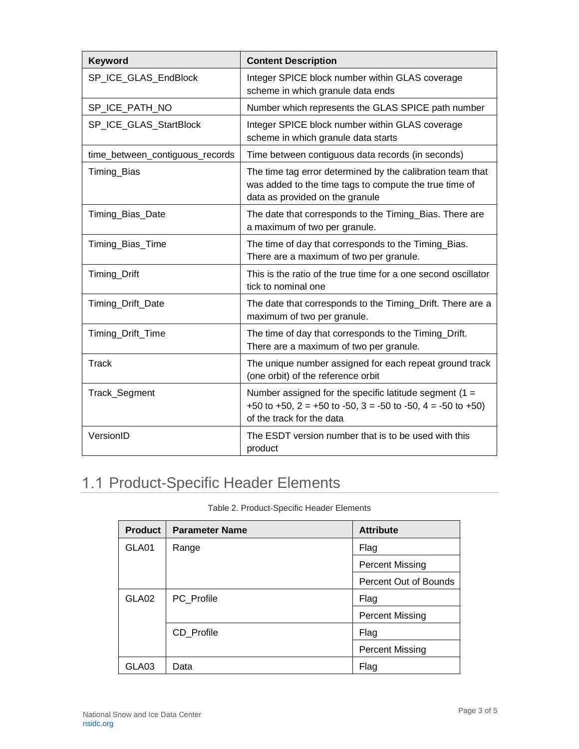| Keyword | Content Description |
| --- | --- |
| SP_ICE_GLAS_EndBlock | Integer SPICE block number within GLAS coverage scheme in which granule data ends |
| SP_ICE_PATH_NO | Number which represents the GLAS SPICE path number |
| SP_ICE_GLAS_StartBlock | Integer SPICE block number within GLAS coverage scheme in which granule data starts |
| time_between_contiguous_records | Time between contiguous data records (in seconds) |
| Timing_Bias | The time tag error determined by the calibration team that was added to the time tags to compute the true time of data as provided on the granule |
| Timing_Bias_Date | The date that corresponds to the Timing_Bias. There are a maximum of two per granule. |
| Timing_Bias_Time | The time of day that corresponds to the Timing_Bias. There are a maximum of two per granule. |
| Timing_Drift | This is the ratio of the true time for a one second oscillator tick to nominal one |
| Timing_Drift_Date | The date that corresponds to the Timing_Drift. There are a maximum of two per granule. |
| Timing_Drift_Time | The time of day that corresponds to the Timing_Drift. There are a maximum of two per granule. |
| Track | The unique number assigned for each repeat ground track (one orbit) of the reference orbit |
| Track_Segment | Number assigned for the specific latitude segment (1 = +50 to +50, 2 = +50 to -50, 3 = -50 to -50, 4 = -50 to +50) of the track for the data |
| VersionID | The ESDT version number that is to be used with this product |

## 1.1 Product-Specific Header Elements

Table 2. Product-Specific Header Elements

| Product | Parameter Name | Attribute |
| --- | --- | --- |
| GLA01 | Range | Flag |
| | | Percent Missing |
| | | Percent Out of Bounds |
| GLA02 | PC_Profile | Flag |
| | | Percent Missing |
| | CD_Profile | Flag |
| | | Percent Missing |
| GLA03 | Data | Flag |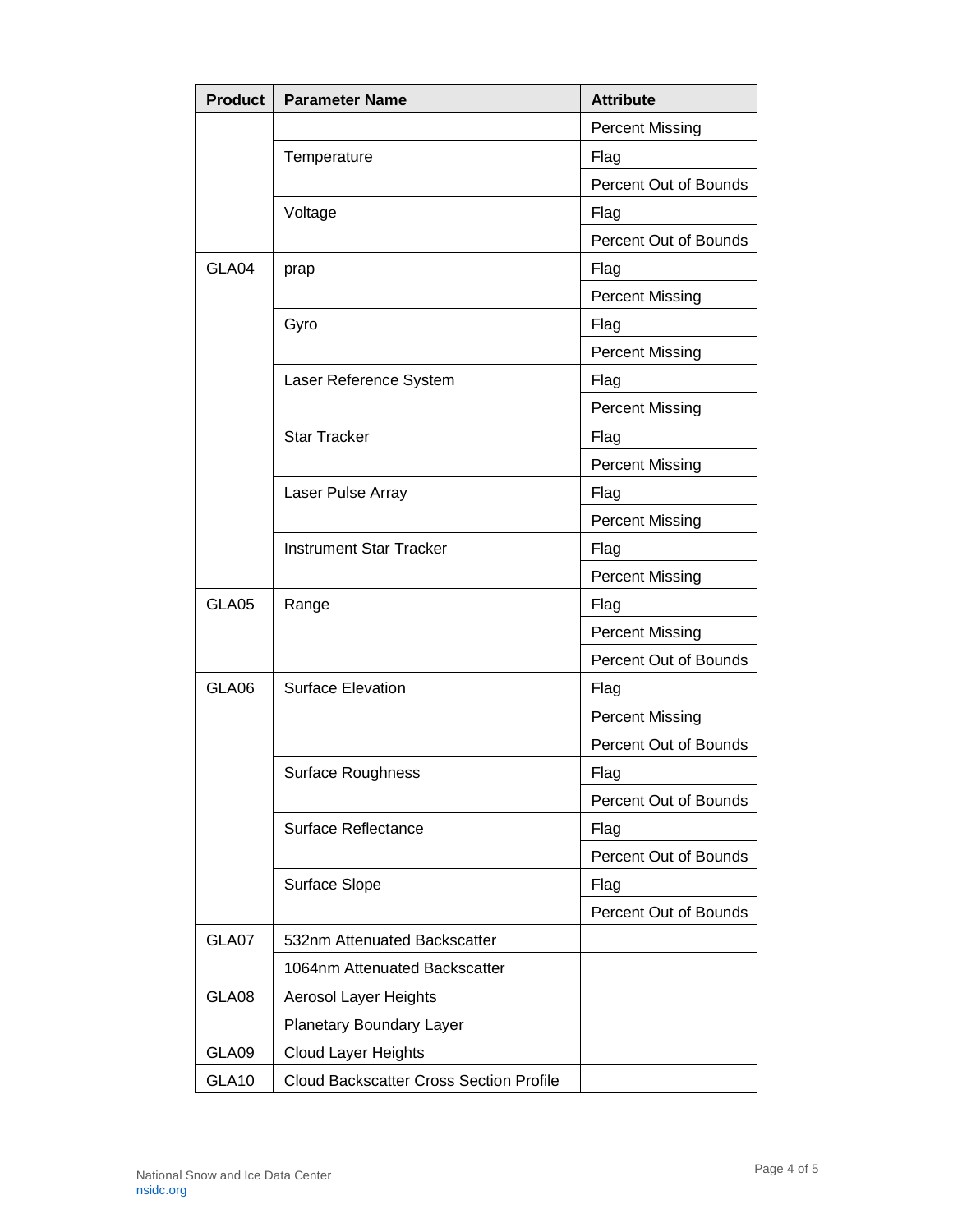| Product | Parameter Name | Attribute |
|---|---|---|
| | | Percent Missing |
| | Temperature | Flag |
| | | Percent Out of Bounds |
| | Voltage | Flag |
| | | Percent Out of Bounds |
| GLA04 | prap | Flag |
| | | Percent Missing |
| | Gyro | Flag |
| | | Percent Missing |
| | Laser Reference System | Flag |
| | | Percent Missing |
| | Star Tracker | Flag |
| | | Percent Missing |
| | Laser Pulse Array | Flag |
| | | Percent Missing |
| | Instrument Star Tracker | Flag |
| | | Percent Missing |
| GLA05 | Range | Flag |
| | | Percent Missing |
| | | Percent Out of Bounds |
| GLA06 | Surface Elevation | Flag |
| | | Percent Missing |
| | | Percent Out of Bounds |
| | Surface Roughness | Flag |
| | | Percent Out of Bounds |
| | Surface Reflectance | Flag |
| | | Percent Out of Bounds |
| | Surface Slope | Flag |
| | | Percent Out of Bounds |
| GLA07 | 532nm Attenuated Backscatter | |
| | 1064nm Attenuated Backscatter | |
| GLA08 | Aerosol Layer Heights | |
| | Planetary Boundary Layer | |
| GLA09 | Cloud Layer Heights | |
| GLA10 | Cloud Backscatter Cross Section Profile | |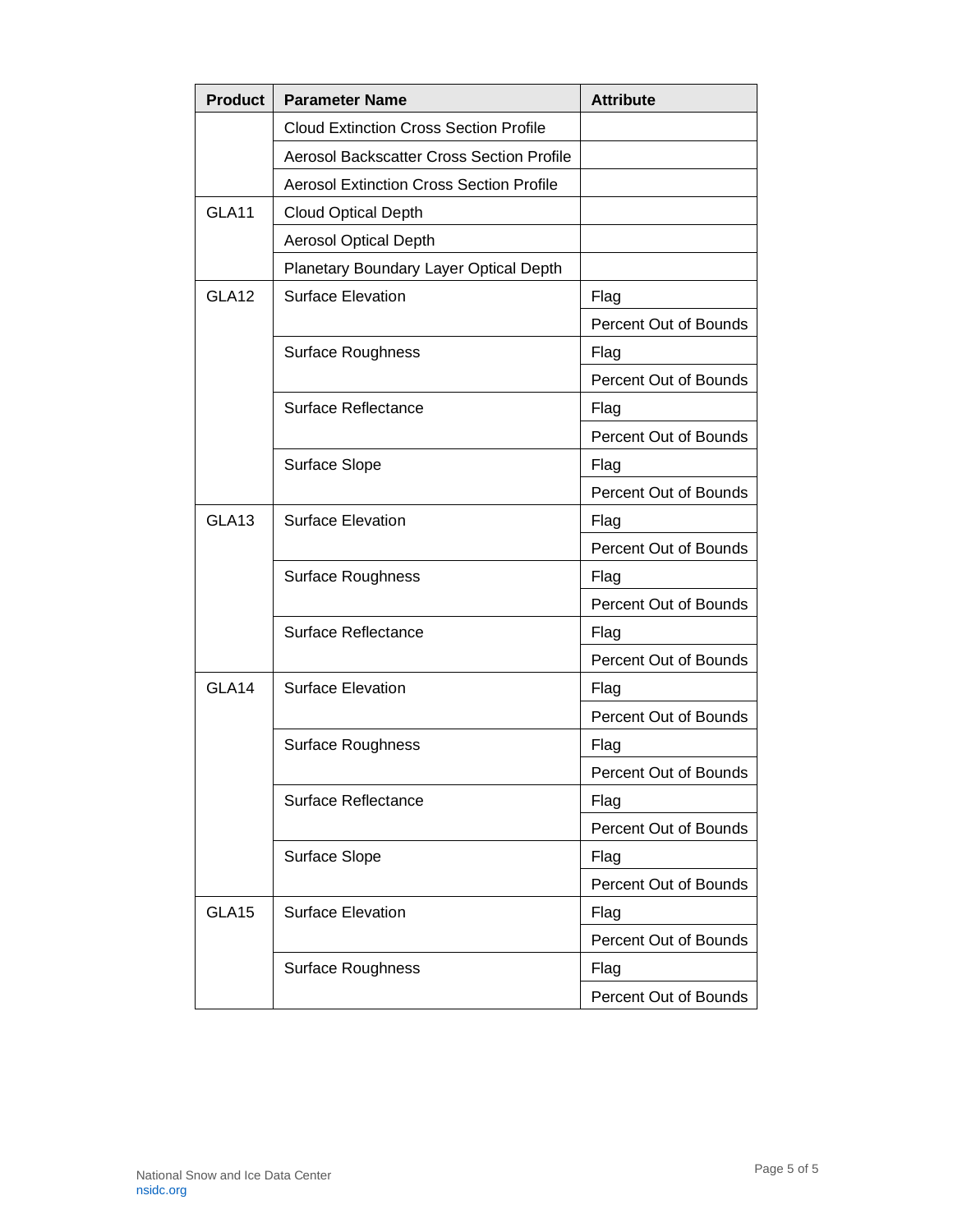| Product | Parameter Name | Attribute |
|---|---|---|
| | Cloud Extinction Cross Section Profile | |
| | Aerosol Backscatter Cross Section Profile | |
| | Aerosol Extinction Cross Section Profile | |
| GLA11 | Cloud Optical Depth | |
| | Aerosol Optical Depth | |
| | Planetary Boundary Layer Optical Depth | |
| GLA12 | Surface Elevation | Flag |
| | | Percent Out of Bounds |
| | Surface Roughness | Flag |
| | | Percent Out of Bounds |
| | Surface Reflectance | Flag |
| | | Percent Out of Bounds |
| | Surface Slope | Flag |
| | | Percent Out of Bounds |
| GLA13 | Surface Elevation | Flag |
| | | Percent Out of Bounds |
| | Surface Roughness | Flag |
| | | Percent Out of Bounds |
| | Surface Reflectance | Flag |
| | | Percent Out of Bounds |
| GLA14 | Surface Elevation | Flag |
| | | Percent Out of Bounds |
| | Surface Roughness | Flag |
| | | Percent Out of Bounds |
| | Surface Reflectance | Flag |
| | | Percent Out of Bounds |
| | Surface Slope | Flag |
| | | Percent Out of Bounds |
| GLA15 | Surface Elevation | Flag |
| | | Percent Out of Bounds |
| | Surface Roughness | Flag |
| | | Percent Out of Bounds |